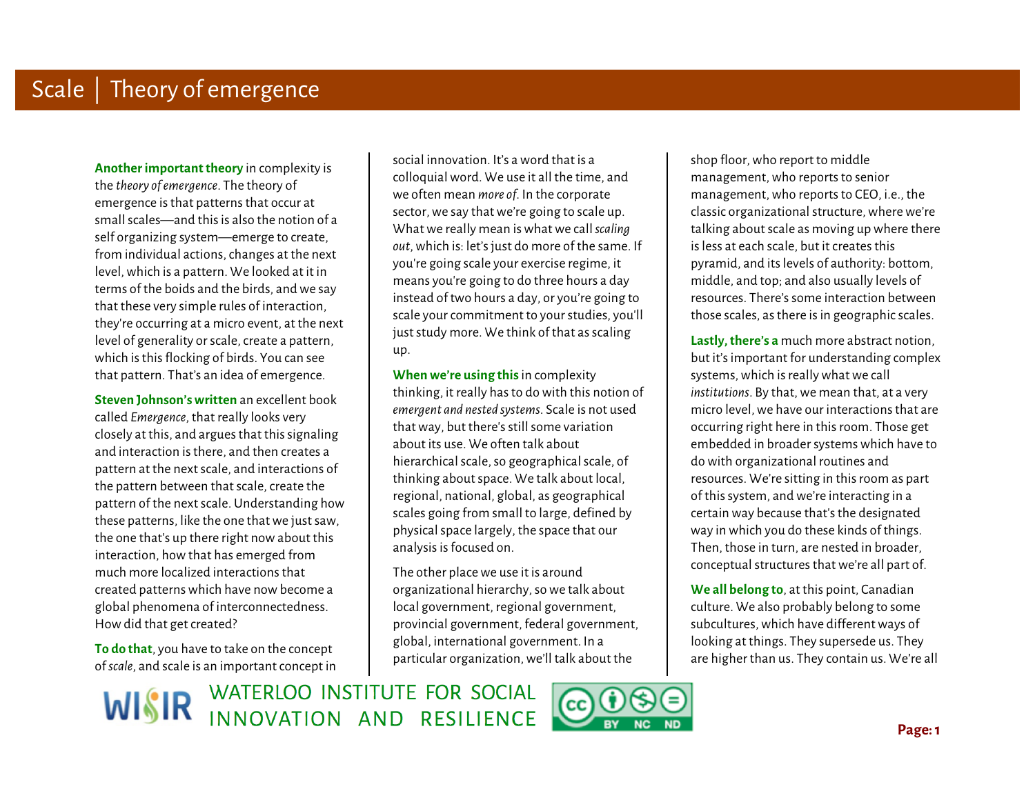# Scale | Theory of emergence

**Another important theory** in complexity is the *theory of emergence*. The theory of emergence is that patterns that occur at small scales—and this is also the notion of a self organizing system—emerge to create, from individual actions, changes at the next level, which is a pattern. We looked at it in terms of the boids and the birds, and we say that these very simple rules of interaction, they're occurring at a micro event, at the next level of generality or scale, create a pattern, which is this flocking of birds. You can see that pattern. That's an idea of emergence.

**Steven Johnson's written** an excellent book called *Emergence*, that really looks very closely at this, and argues that this signaling and interaction is there, and then creates a pattern at the next scale, and interactions of the pattern between that scale, create the pattern of the next scale. Understanding how these patterns, like the one that we just saw, the one that's up there right now about this interaction, how that has emerged from much more localized interactions that created patterns which have now become a global phenomena of interconnectedness. How did that get created?

**To do that**, you have to take on the concept of *scale*, and scale is an important concept in social innovation. It's a word that is a colloquial word. We use it all the time, and we often mean *more of*. In the corporate sector, we say that we're going to scale up. What we really mean is what we call *scaling out*, which is: let's just do more of the same. If you're going scale your exercise regime, it means you're going to do three hours a day instead of two hours a day, or you're going to scale your commitment to your studies, you'll just study more. We think of that as scaling up.

**When we're using this** in complexity thinking, it really has to do with this notion of *emergent and nested systems*. Scale is not used that way, but there's still some variation about its use. We often talk about hierarchical scale, so geographical scale, of thinking about space. We talk about local, regional, national, global, as geographical scales going from small to large, defined by physical space largely, the space that our analysis is focused on.

The other place we use it is around organizational hierarchy, so we talk about local government, regional government, provincial government, federal government, global, international government. In a particular organization, we'll talk about the shop floor, who report to middle management, who report to senior management, who reports to CEO, i.e., the classic organizational structure, where we're talking about scale as moving up where there is less at each scale, but it creates this pyramid, and its levels of authority: bottom, middle, and top; and also usually levels of resources. There's some interaction between those scales, as there is in geographic scales.

**Lastly, there's a** much more abstract notion, but it's important for understanding complex systems, which is really what we call *institutions*. By that, we mean that, at a very micro level, we have our interactions that are occurring right here in this room. Those get embedded in broader systems which have to do with organizational routines and resources. We're sitting in this room as part of this system, and we're interacting in a certain way because that's the designated way in which you do these kinds of things. Then, those in turn, are nested in broader, conceptual structures that we're all part of.

**We all belong to**, at this point, Canadian culture. We also probably belong to some subcultures, which have different ways of looking at things. They supersede us. They are higher than us. They contain us. We're all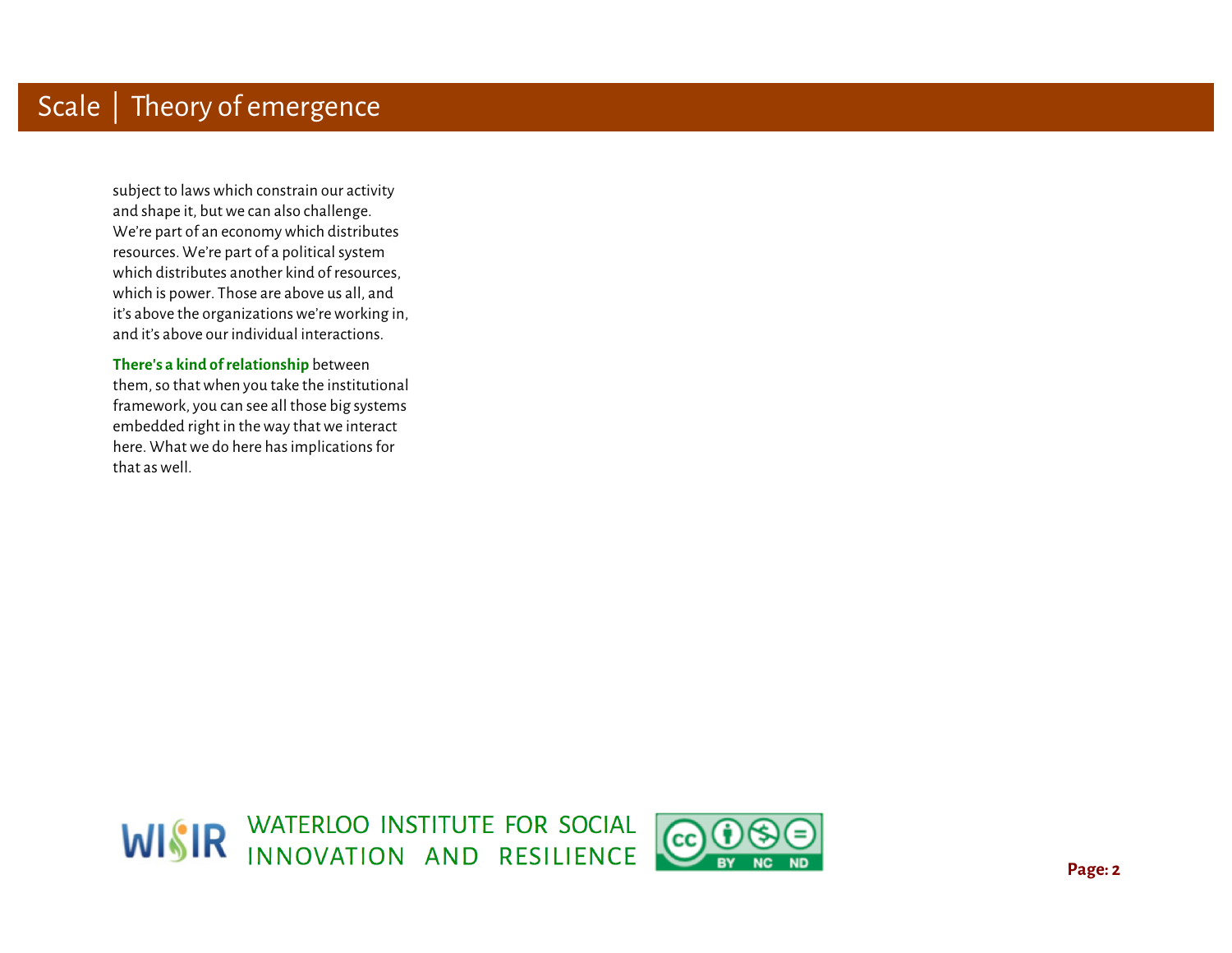subject to laws which constrain our activity and shape it, but we can also challenge. We're part of an economy which distributes resources. We're part of a political system which distributes another kind of resources, which is power. Those are above us all, and it's above the organizations we're working in, and it's above our individual interactions.

**There's a kind of relationship** between them, so that when you take the institutional framework, you can see all those big systems embedded right in the way that we interact here. What we do here has implications for that as well.